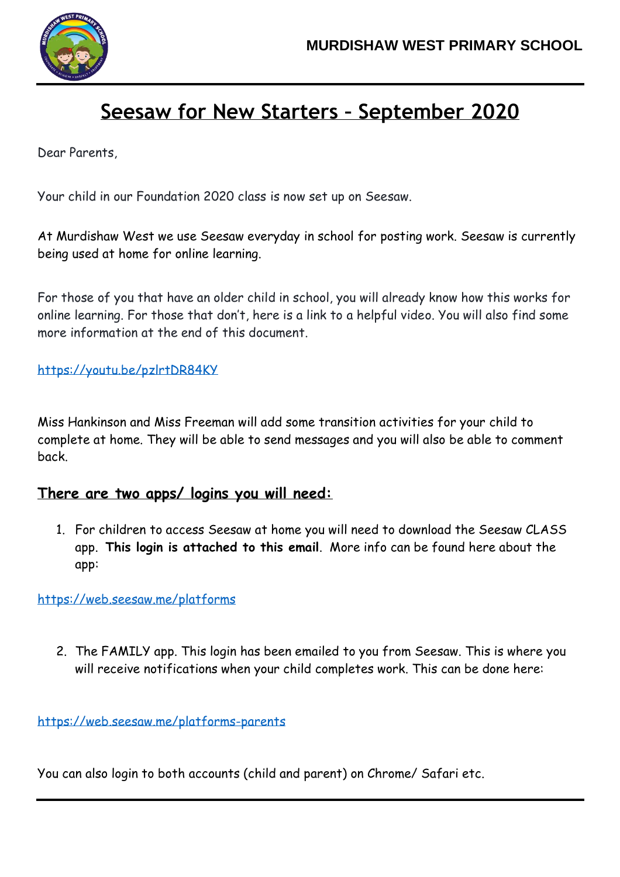**MURDISHAW WEST PRIMARY SCHOOL**

# Seesaw for New Starters – September 2020

Dear Parents,

Your child in our Foundation 2020 class is now set up on Seesaw.

At Murdishaw West we use Seesaw everyday in school for posting work. Seesaw is currently being used at home for online learning.

For those of you that have an older child in school, you will already know how this works for online learning. For those that don't, here is a link to a helpful video. You will also find some more information at the end of this document.

https://youtu.be/pzlrtDR84KY

Miss Hankinson and Miss Freeman will add some transition activities for your child to complete at home. They will be able to send messages and you will also be able to comment back.

## There are two apps/ logins you will need:

1. For children to access Seesaw at home you will need to download the Seesaw CLASS app. **This login is attached to this email**. More info can be found here about the app:

https://web.seesaw.me/platforms

2. The FAMILY app. This login has been emailed to you from Seesaw. This is where you will receive notifications when your child completes work. This can be done here:

https://web.seesaw.me/platforms-parents

You can also login to both accounts (child and parent) on Chrome/ Safari etc.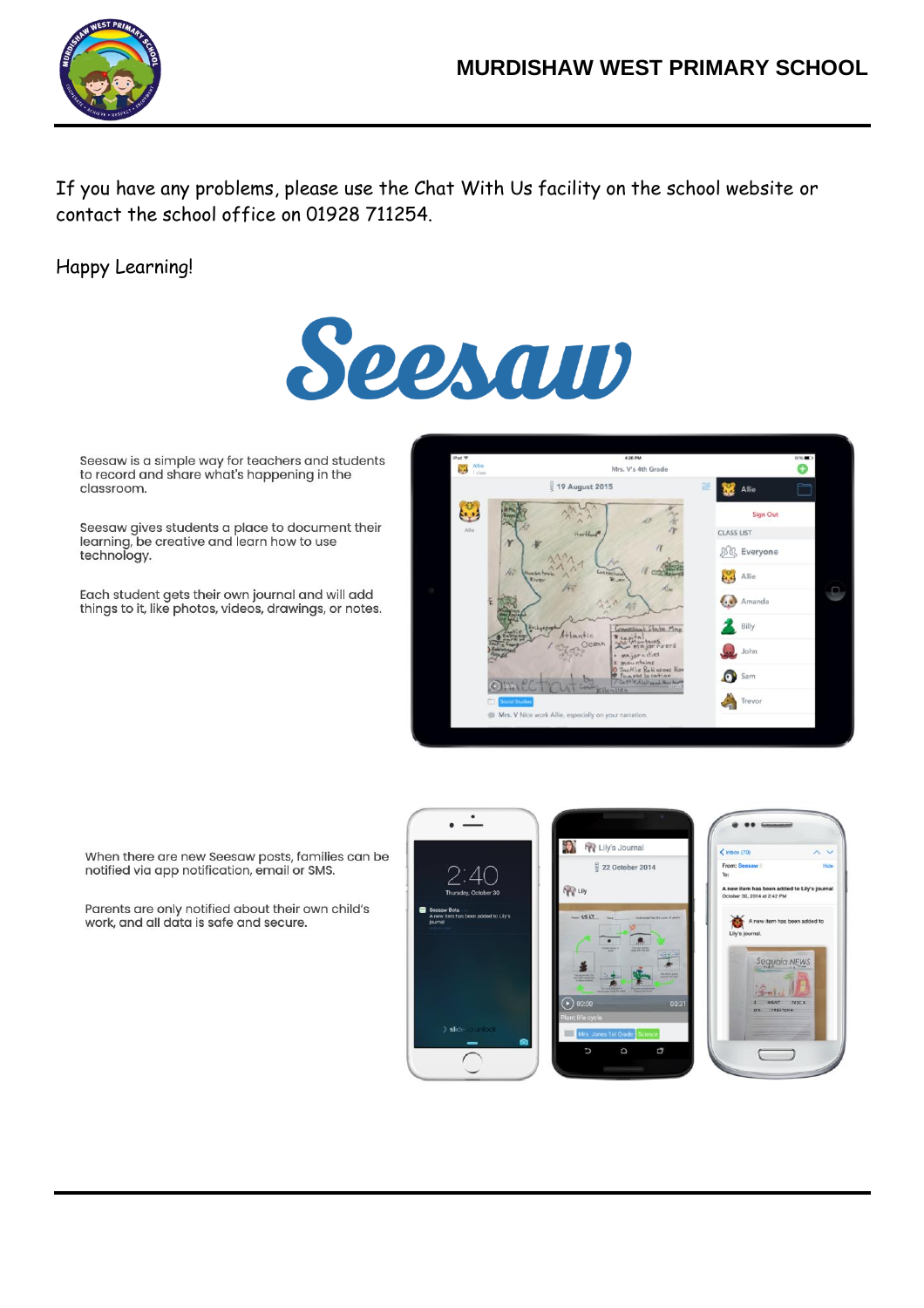If you have any problems, please use the Chat With Us facility on the school website or contact the school office on 01928 711254.

Happy Learning!

# Seesaw

Seesaw is a simple way for teachers and students to record and share what's happening in the classroom.

Seesaw gives students a place to document their learning, be creative and learn how to use technology.

Each student gets their own journal and will add things to it, like photos, videos, drawings, or notes.

When there are new Seesaw posts, families can be notified via app notification, email or SMS.

Parents are only notified about their own child's work, and all data is safe and secure.